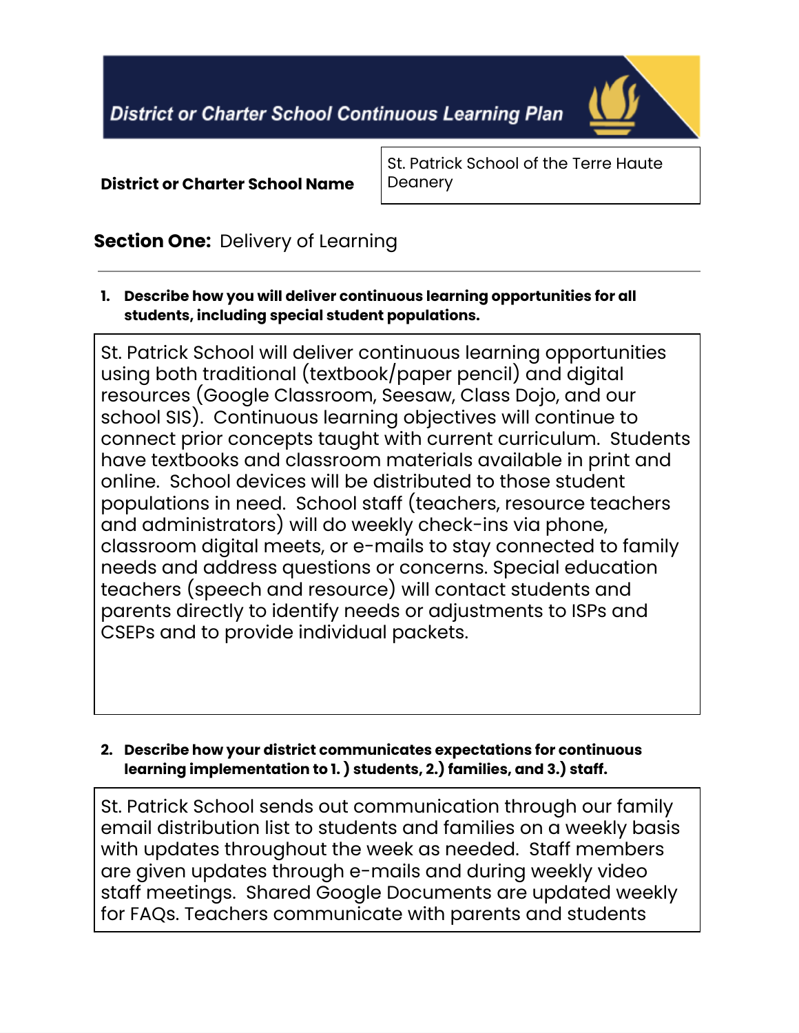# District or Charter School Continuous Learning Plan

| **District or Charter School Name** | St. Patrick School of the Terre Haute Deanery |
|---|---|

## **Section One:** Delivery of Learning

1. **Describe how you will deliver continuous learning opportunities for all students, including special student populations.**

St. Patrick School will deliver continuous learning opportunities using both traditional (textbook/paper pencil) and digital resources (Google Classroom, Seesaw, Class Dojo, and our school SIS). Continuous learning objectives will continue to connect prior concepts taught with current curriculum. Students have textbooks and classroom materials available in print and online. School devices will be distributed to those student populations in need. School staff (teachers, resource teachers and administrators) will do weekly check-ins via phone, classroom digital meets, or e-mails to stay connected to family needs and address questions or concerns. Special education teachers (speech and resource) will contact students and parents directly to identify needs or adjustments to ISPs and CSEPs and to provide individual packets.

2. **Describe how your district communicates expectations for continuous learning implementation to 1. ) students, 2.) families, and 3.) staff.**

St. Patrick School sends out communication through our family email distribution list to students and families on a weekly basis with updates throughout the week as needed. Staff members are given updates through e-mails and during weekly video staff meetings. Shared Google Documents are updated weekly for FAQs. Teachers communicate with parents and students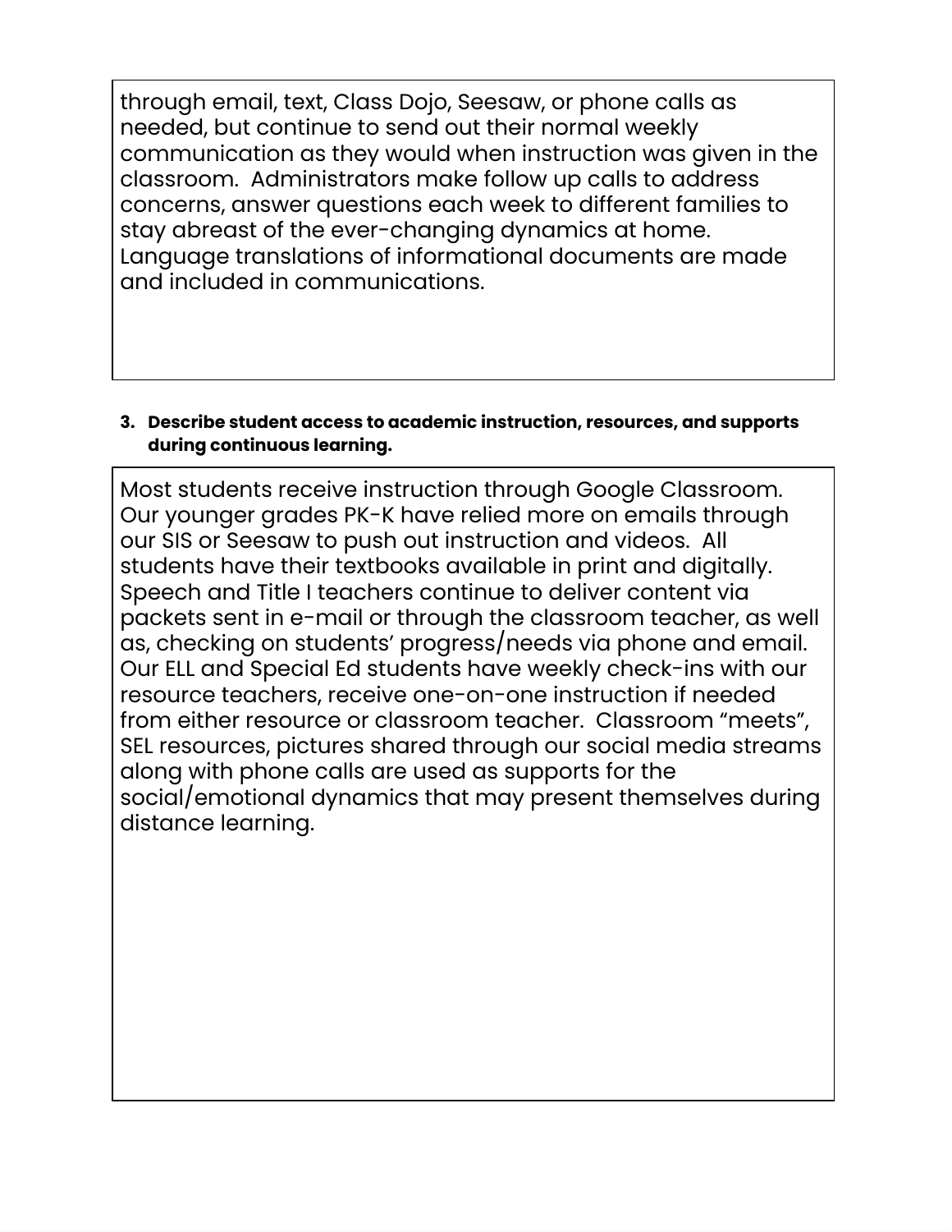through email, text, Class Dojo, Seesaw, or phone calls as needed, but continue to send out their normal weekly communication as they would when instruction was given in the classroom. Administrators make follow up calls to address concerns, answer questions each week to different families to stay abreast of the ever-changing dynamics at home. Language translations of informational documents are made and included in communications.

**3. Describe student access to academic instruction, resources, and supports during continuous learning.**

Most students receive instruction through Google Classroom. Our younger grades PK-K have relied more on emails through our SIS or Seesaw to push out instruction and videos. All students have their textbooks available in print and digitally. Speech and Title I teachers continue to deliver content via packets sent in e-mail or through the classroom teacher, as well as, checking on students' progress/needs via phone and email. Our ELL and Special Ed students have weekly check-ins with our resource teachers, receive one-on-one instruction if needed from either resource or classroom teacher. Classroom "meets", SEL resources, pictures shared through our social media streams along with phone calls are used as supports for the social/emotional dynamics that may present themselves during distance learning.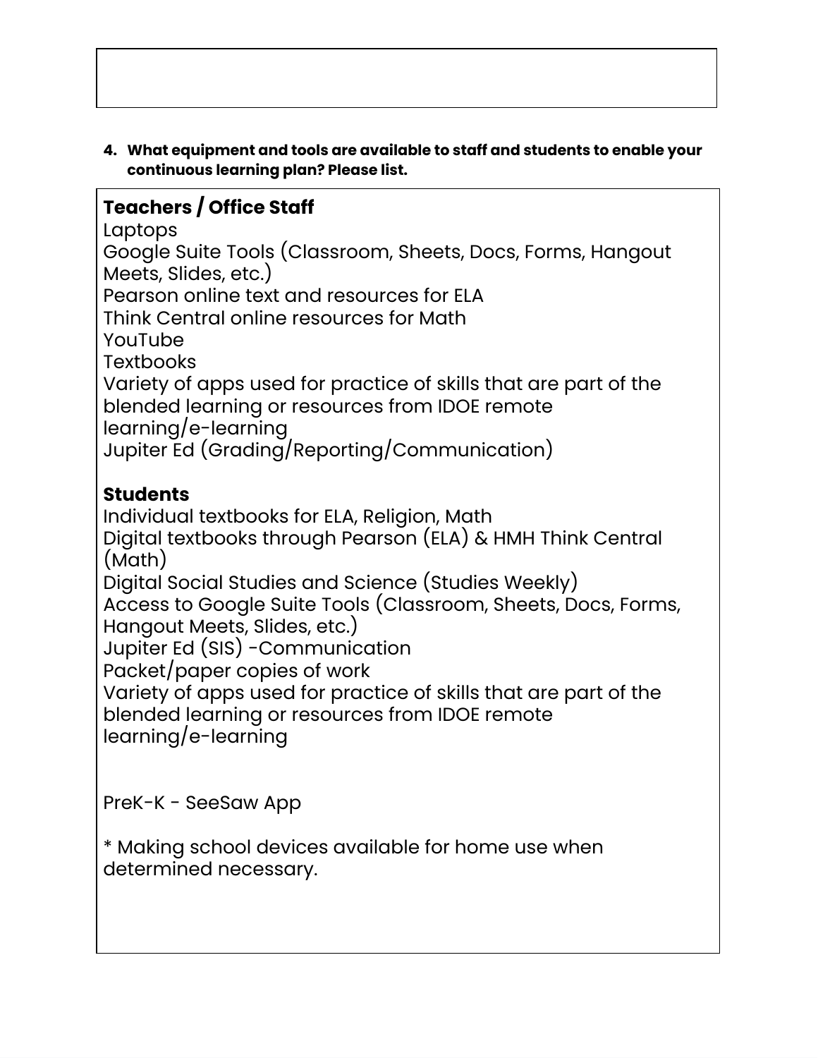4. **What equipment and tools are available to staff and students to enable your continuous learning plan? Please list.**

**Teachers / Office Staff**
Laptops
Google Suite Tools (Classroom, Sheets, Docs, Forms, Hangout Meets, Slides, etc.)
Pearson online text and resources for ELA
Think Central online resources for Math
YouTube
Textbooks
Variety of apps used for practice of skills that are part of the blended learning or resources from IDOE remote learning/e-learning
Jupiter Ed (Grading/Reporting/Communication)

**Students**
Individual textbooks for ELA, Religion, Math
Digital textbooks through Pearson (ELA) & HMH Think Central (Math)
Digital Social Studies and Science (Studies Weekly)
Access to Google Suite Tools (Classroom, Sheets, Docs, Forms, Hangout Meets, Slides, etc.)
Jupiter Ed (SIS) -Communication
Packet/paper copies of work
Variety of apps used for practice of skills that are part of the blended learning or resources from IDOE remote learning/e-learning

PreK-K - SeeSaw App

* Making school devices available for home use when determined necessary.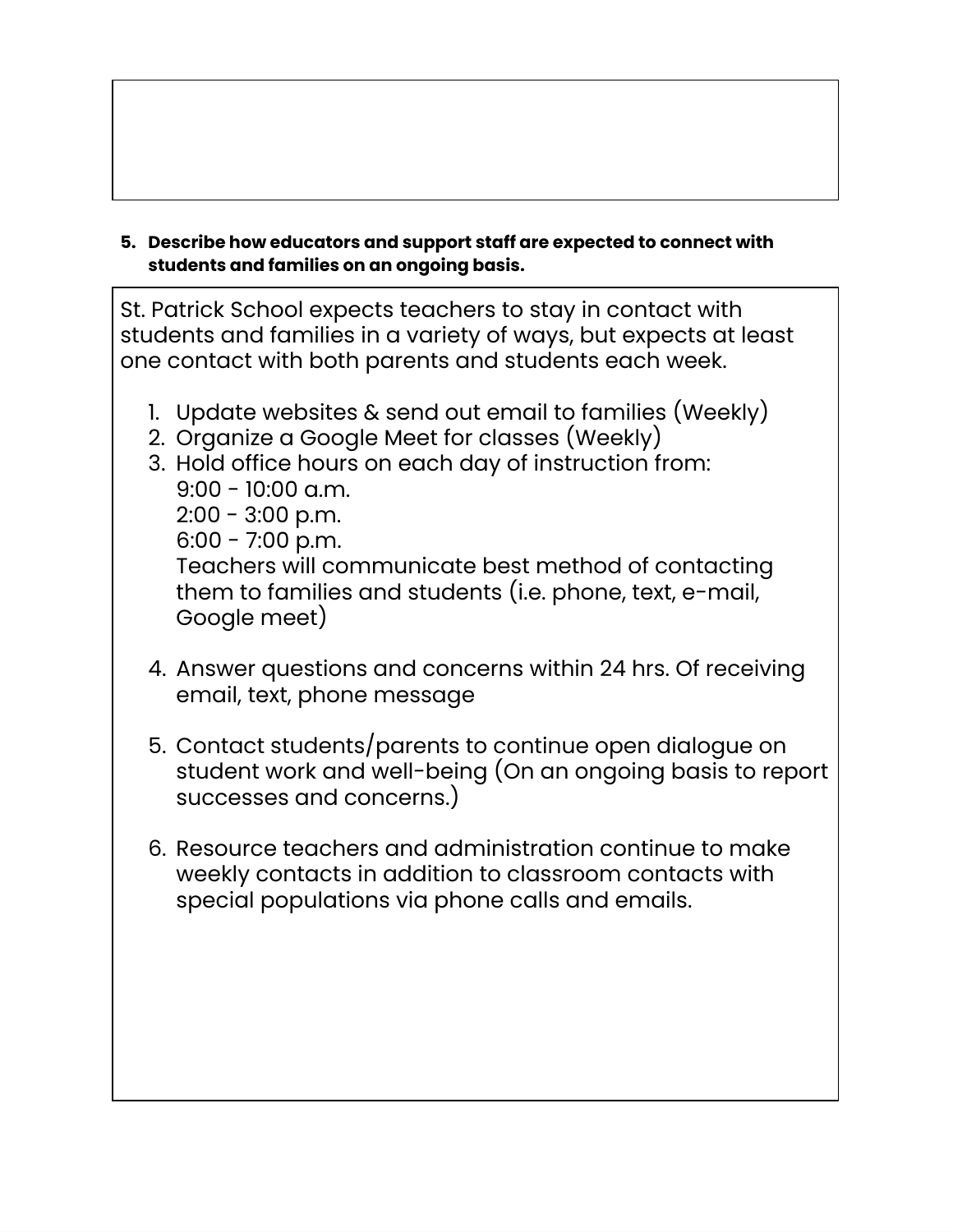5. **Describe how educators and support staff are expected to connect with students and families on an ongoing basis.**

St. Patrick School expects teachers to stay in contact with students and families in a variety of ways, but expects at least one contact with both parents and students each week.

1. Update websites & send out email to families (Weekly)
2. Organize a Google Meet for classes (Weekly)
3. Hold office hours on each day of instruction from:
   9:00 - 10:00 a.m.
   2:00 - 3:00 p.m.
   6:00 - 7:00 p.m.
   Teachers will communicate best method of contacting them to families and students (i.e. phone, text, e-mail, Google meet)
4. Answer questions and concerns within 24 hrs. Of receiving email, text, phone message
5. Contact students/parents to continue open dialogue on student work and well-being (On an ongoing basis to report successes and concerns.)
6. Resource teachers and administration continue to make weekly contacts in addition to classroom contacts with special populations via phone calls and emails.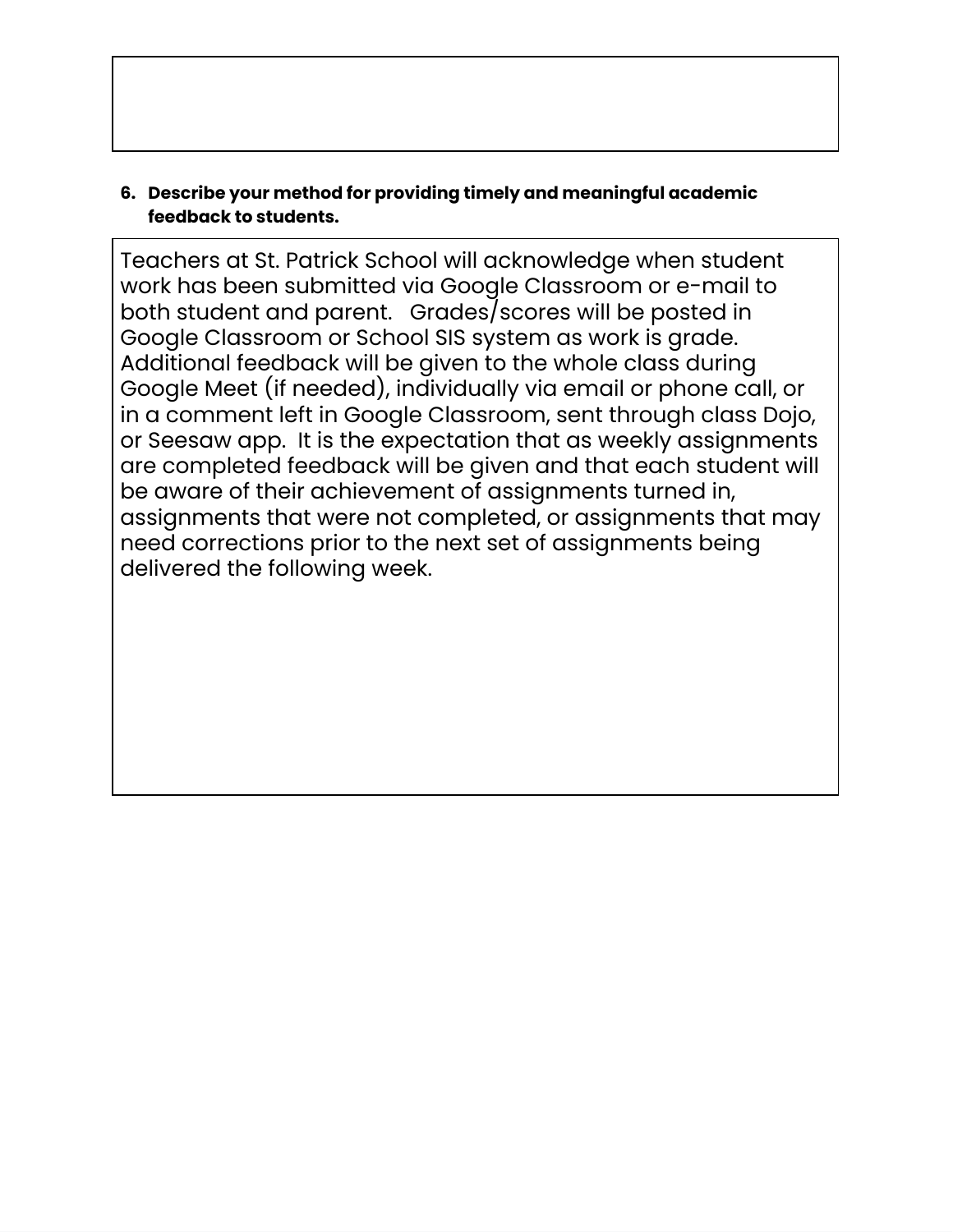**6. Describe your method for providing timely and meaningful academic feedback to students.**

Teachers at St. Patrick School will acknowledge when student work has been submitted via Google Classroom or e-mail to both student and parent. Grades/scores will be posted in Google Classroom or School SIS system as work is grade. Additional feedback will be given to the whole class during Google Meet (if needed), individually via email or phone call, or in a comment left in Google Classroom, sent through class Dojo, or Seesaw app. It is the expectation that as weekly assignments are completed feedback will be given and that each student will be aware of their achievement of assignments turned in, assignments that were not completed, or assignments that may need corrections prior to the next set of assignments being delivered the following week.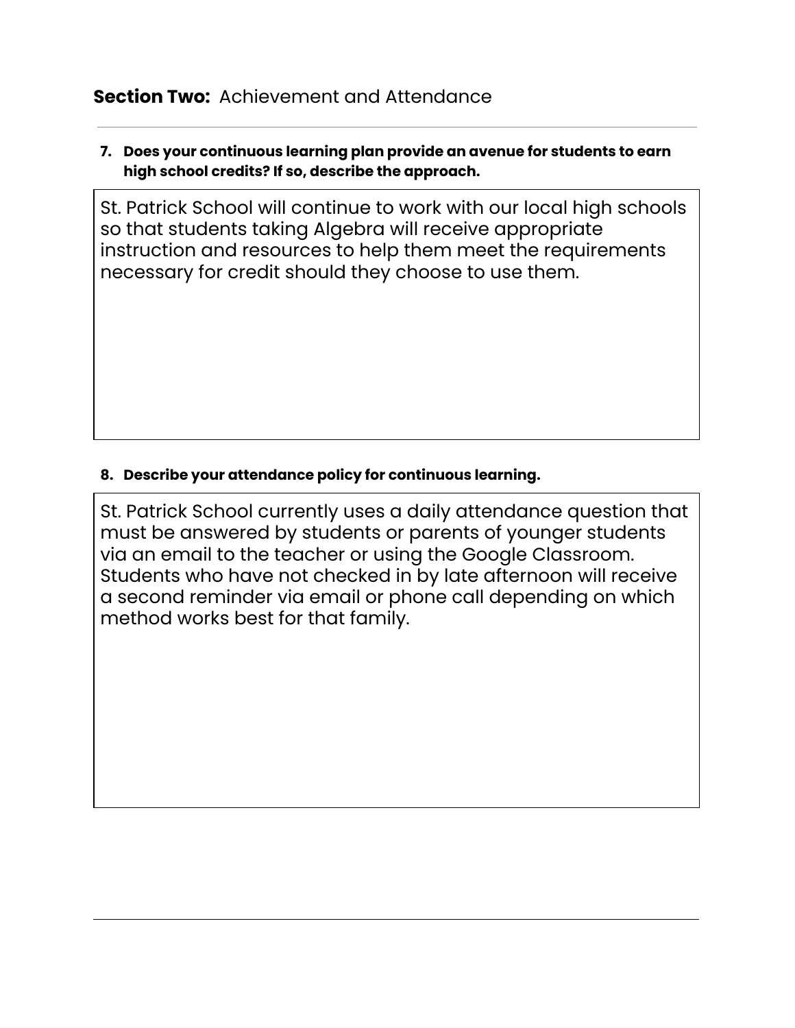## **Section Two:** Achievement and Attendance

7. **Does your continuous learning plan provide an avenue for students to earn high school credits? If so, describe the approach.**

St. Patrick School will continue to work with our local high schools so that students taking Algebra will receive appropriate instruction and resources to help them meet the requirements necessary for credit should they choose to use them.

8. **Describe your attendance policy for continuous learning.**

St. Patrick School currently uses a daily attendance question that must be answered by students or parents of younger students via an email to the teacher or using the Google Classroom. Students who have not checked in by late afternoon will receive a second reminder via email or phone call depending on which method works best for that family.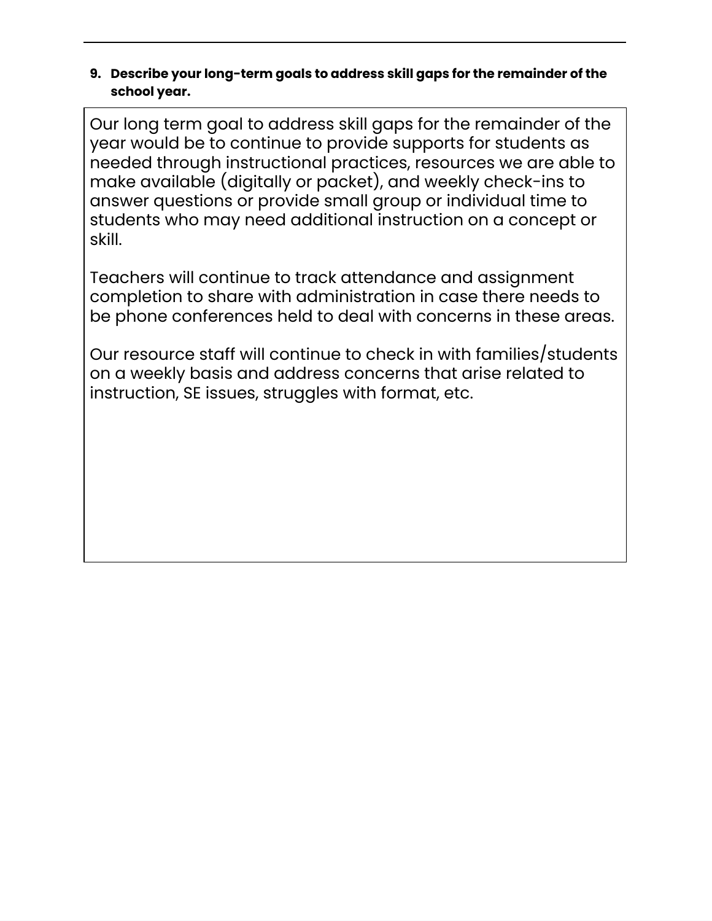**9. Describe your long-term goals to address skill gaps for the remainder of the school year.**

Our long term goal to address skill gaps for the remainder of the year would be to continue to provide supports for students as needed through instructional practices, resources we are able to make available (digitally or packet), and weekly check-ins to answer questions or provide small group or individual time to students who may need additional instruction on a concept or skill.

Teachers will continue to track attendance and assignment completion to share with administration in case there needs to be phone conferences held to deal with concerns in these areas.

Our resource staff will continue to check in with families/students on a weekly basis and address concerns that arise related to instruction, SE issues, struggles with format, etc.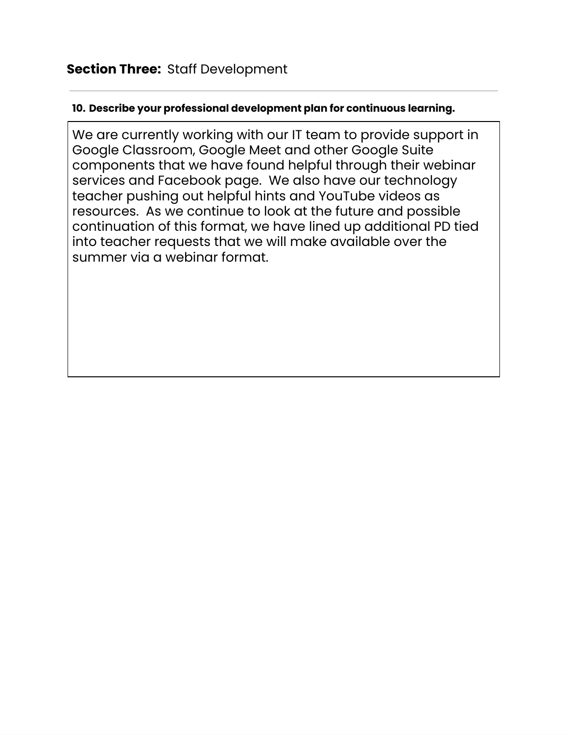## **Section Three:** Staff Development

**10. Describe your professional development plan for continuous learning.**

We are currently working with our IT team to provide support in Google Classroom, Google Meet and other Google Suite components that we have found helpful through their webinar services and Facebook page. We also have our technology teacher pushing out helpful hints and YouTube videos as resources. As we continue to look at the future and possible continuation of this format, we have lined up additional PD tied into teacher requests that we will make available over the summer via a webinar format.